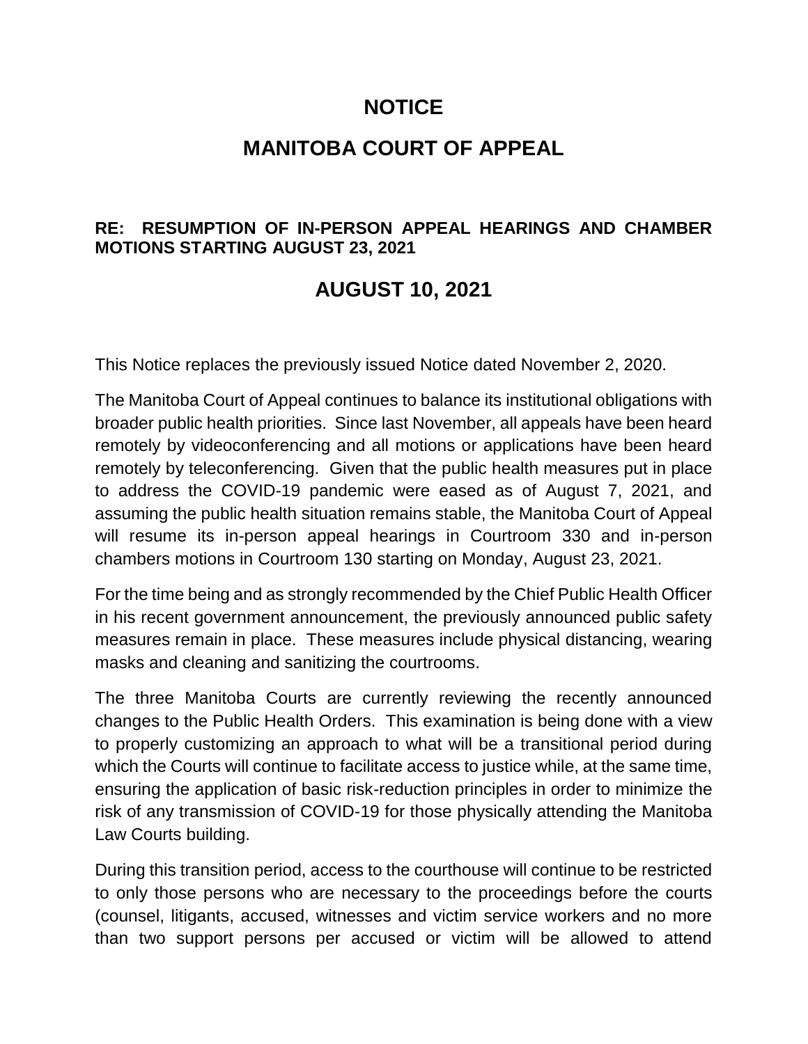# NOTICE

# MANITOBA COURT OF APPEAL

**RE: RESUMPTION OF IN-PERSON APPEAL HEARINGS AND CHAMBER MOTIONS STARTING AUGUST 23, 2021**

## AUGUST 10, 2021

This Notice replaces the previously issued Notice dated November 2, 2020.

The Manitoba Court of Appeal continues to balance its institutional obligations with broader public health priorities. Since last November, all appeals have been heard remotely by videoconferencing and all motions or applications have been heard remotely by teleconferencing. Given that the public health measures put in place to address the COVID-19 pandemic were eased as of August 7, 2021, and assuming the public health situation remains stable, the Manitoba Court of Appeal will resume its in-person appeal hearings in Courtroom 330 and in-person chambers motions in Courtroom 130 starting on Monday, August 23, 2021.

For the time being and as strongly recommended by the Chief Public Health Officer in his recent government announcement, the previously announced public safety measures remain in place. These measures include physical distancing, wearing masks and cleaning and sanitizing the courtrooms.

The three Manitoba Courts are currently reviewing the recently announced changes to the Public Health Orders. This examination is being done with a view to properly customizing an approach to what will be a transitional period during which the Courts will continue to facilitate access to justice while, at the same time, ensuring the application of basic risk-reduction principles in order to minimize the risk of any transmission of COVID-19 for those physically attending the Manitoba Law Courts building.

During this transition period, access to the courthouse will continue to be restricted to only those persons who are necessary to the proceedings before the courts (counsel, litigants, accused, witnesses and victim service workers and no more than two support persons per accused or victim will be allowed to attend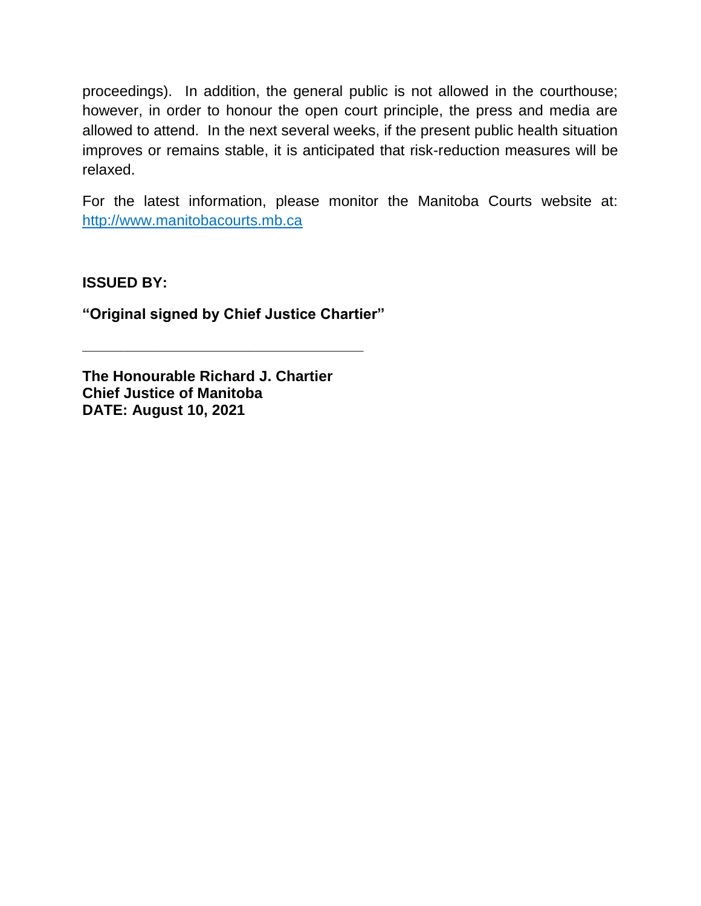proceedings). In addition, the general public is not allowed in the courthouse; however, in order to honour the open court principle, the press and media are allowed to attend. In the next several weeks, if the present public health situation improves or remains stable, it is anticipated that risk-reduction measures will be relaxed.

For the latest information, please monitor the Manitoba Courts website at: [http://www.manitobacourts.mb.ca](http://www.manitobacourts.mb.ca)

**ISSUED BY:**

**"Original signed by Chief Justice Chartier"**

---

**The Honourable Richard J. Chartier**
**Chief Justice of Manitoba**
**DATE: August 10, 2021**